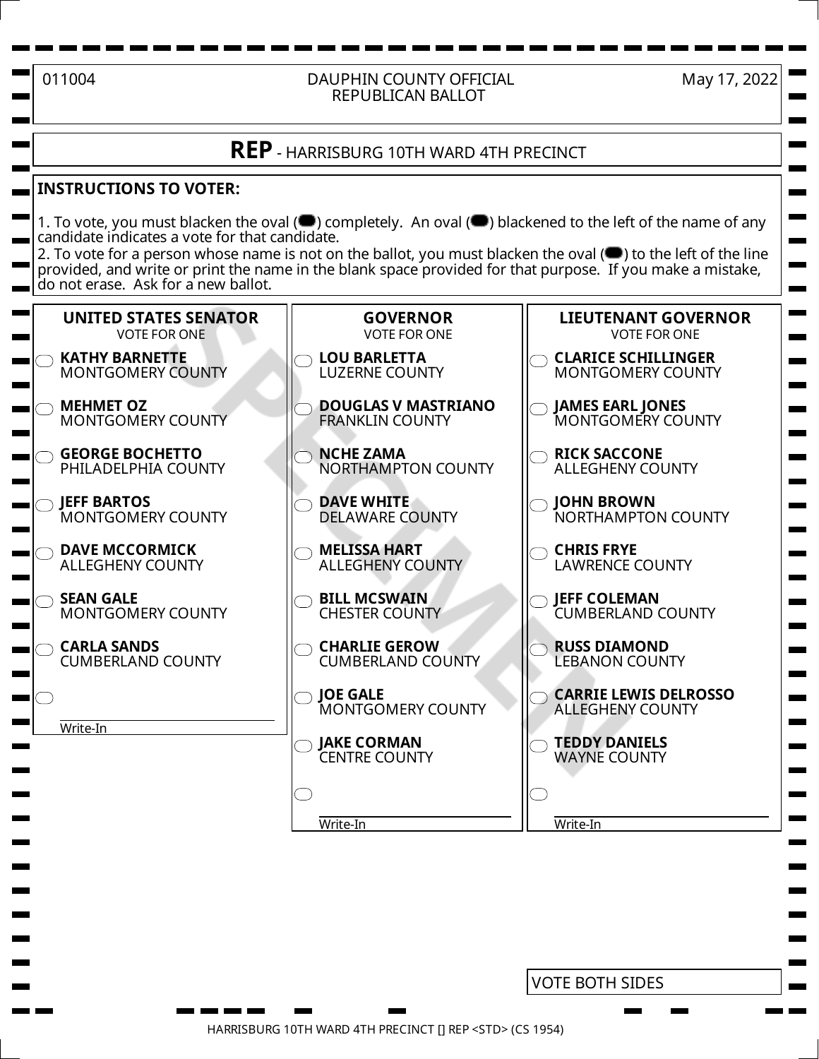011004

DAUPHIN COUNTY OFFICIAL
REPUBLICAN BALLOT

May 17, 2022

# REP - HARRISBURG 10TH WARD 4TH PRECINCT

**INSTRUCTIONS TO VOTER:**

1. To vote, you must blacken the oval (⬬) completely. An oval (⬬) blackened to the left of the name of any candidate indicates a vote for that candidate.
2. To vote for a person whose name is not on the ballot, you must blacken the oval (⬬) to the left of the line provided, and write or print the name in the blank space provided for that purpose. If you make a mistake, do not erase. Ask for a new ballot.

## UNITED STATES SENATOR
VOTE FOR ONE

- **KATHY BARNETTE** MONTGOMERY COUNTY
- **MEHMET OZ** MONTGOMERY COUNTY
- **GEORGE BOCHETTO** PHILADELPHIA COUNTY
- **JEFF BARTOS** MONTGOMERY COUNTY
- **DAVE MCCORMICK** ALLEGHENY COUNTY
- **SEAN GALE** MONTGOMERY COUNTY
- **CARLA SANDS** CUMBERLAND COUNTY
- Write-In

## GOVERNOR
VOTE FOR ONE

- **LOU BARLETTA** LUZERNE COUNTY
- **DOUGLAS V MASTRIANO** FRANKLIN COUNTY
- **NCHE ZAMA** NORTHAMPTON COUNTY
- **DAVE WHITE** DELAWARE COUNTY
- **MELISSA HART** ALLEGHENY COUNTY
- **BILL MCSWAIN** CHESTER COUNTY
- **CHARLIE GEROW** CUMBERLAND COUNTY
- **JOE GALE** MONTGOMERY COUNTY
- **JAKE CORMAN** CENTRE COUNTY
- Write-In

## LIEUTENANT GOVERNOR
VOTE FOR ONE

- **CLARICE SCHILLINGER** MONTGOMERY COUNTY
- **JAMES EARL JONES** MONTGOMERY COUNTY
- **RICK SACCONE** ALLEGHENY COUNTY
- **JOHN BROWN** NORTHAMPTON COUNTY
- **CHRIS FRYE** LAWRENCE COUNTY
- **JEFF COLEMAN** CUMBERLAND COUNTY
- **RUSS DIAMOND** LEBANON COUNTY
- **CARRIE LEWIS DELROSSO** ALLEGHENY COUNTY
- **TEDDY DANIELS** WAYNE COUNTY
- Write-In

VOTE BOTH SIDES

HARRISBURG 10TH WARD 4TH PRECINCT [] REP <STD> (CS 1954)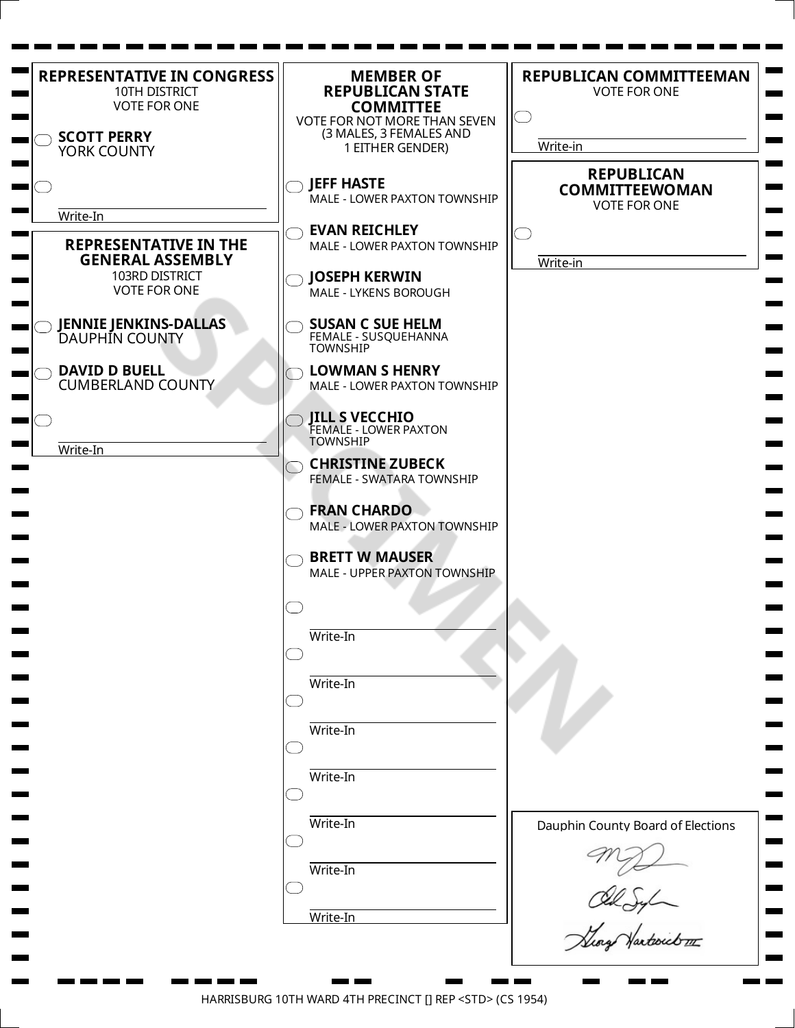## REPRESENTATIVE IN CONGRESS

10TH DISTRICT
VOTE FOR ONE

- **SCOTT PERRY**
  YORK COUNTY
- Write-In

## REPRESENTATIVE IN THE GENERAL ASSEMBLY

103RD DISTRICT
VOTE FOR ONE

- **JENNIE JENKINS-DALLAS**
  DAUPHIN COUNTY
- **DAVID D BUELL**
  CUMBERLAND COUNTY
- Write-In

## MEMBER OF REPUBLICAN STATE COMMITTEE

VOTE FOR NOT MORE THAN SEVEN
(3 MALES, 3 FEMALES AND
1 EITHER GENDER)

- **JEFF HASTE**
  MALE - LOWER PAXTON TOWNSHIP
- **EVAN REICHLEY**
  MALE - LOWER PAXTON TOWNSHIP
- **JOSEPH KERWIN**
  MALE - LYKENS BOROUGH
- **SUSAN C SUE HELM**
  FEMALE - SUSQUEHANNA TOWNSHIP
- **LOWMAN S HENRY**
  MALE - LOWER PAXTON TOWNSHIP
- **JILL S VECCHIO**
  FEMALE - LOWER PAXTON TOWNSHIP
- **CHRISTINE ZUBECK**
  FEMALE - SWATARA TOWNSHIP
- **FRAN CHARDO**
  MALE - LOWER PAXTON TOWNSHIP
- **BRETT W MAUSER**
  MALE - UPPER PAXTON TOWNSHIP
- Write-In
- Write-In
- Write-In
- Write-In
- Write-In
- Write-In
- Write-In

## REPUBLICAN COMMITTEEMAN

VOTE FOR ONE

- Write-in

## REPUBLICAN COMMITTEEWOMAN

VOTE FOR ONE

- Write-in

Dauphin County Board of Elections

SPECIMEN

HARRISBURG 10TH WARD 4TH PRECINCT [] REP <STD> (CS 1954)